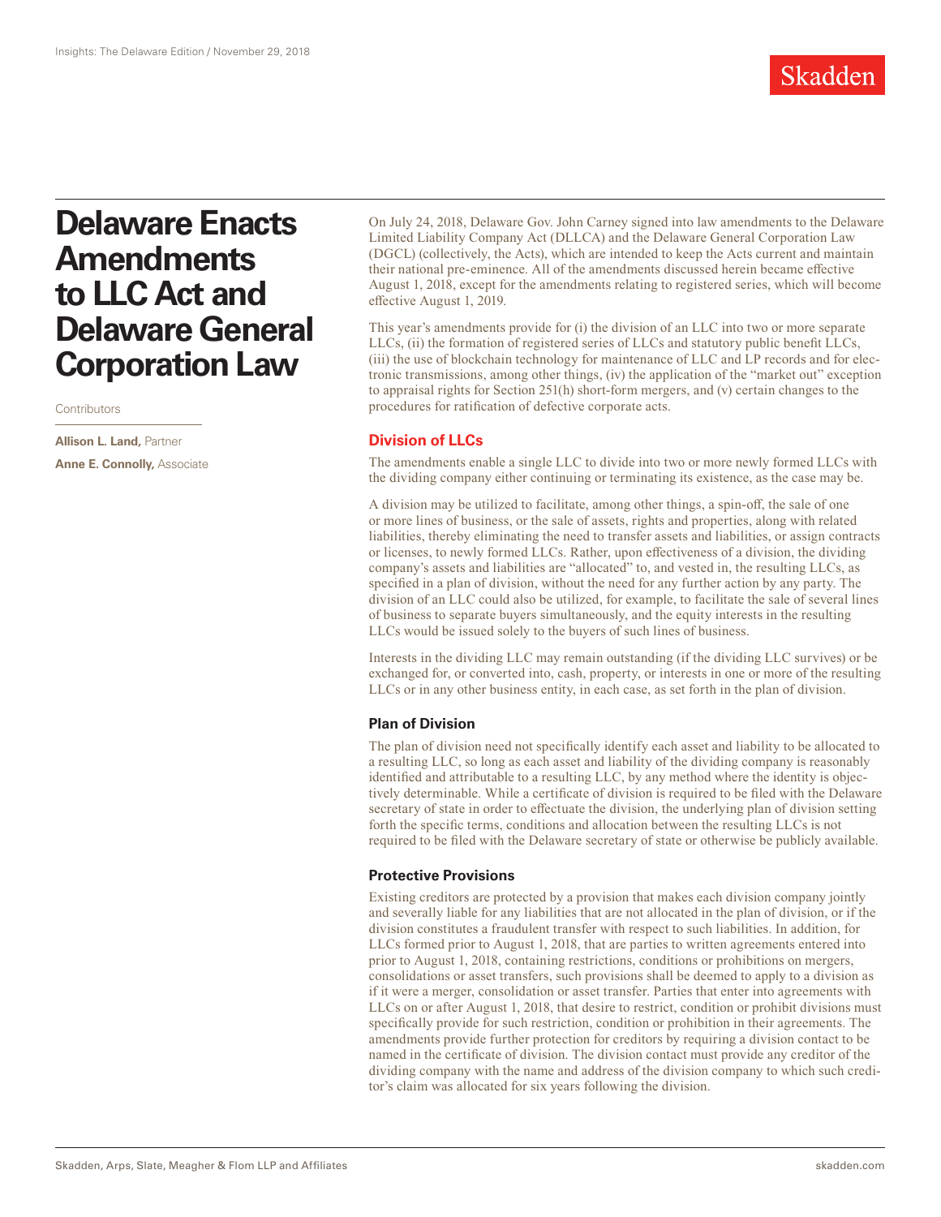# Delaware Enacts Amendments to LLC Act and Delaware General Corporation Law

Contributors

**Allison L. Land,** Partner

**Anne E. Connolly,** Associate

On July 24, 2018, Delaware Gov. John Carney signed into law amendments to the Delaware Limited Liability Company Act (DLLCA) and the Delaware General Corporation Law (DGCL) (collectively, the Acts), which are intended to keep the Acts current and maintain their national pre-eminence. All of the amendments discussed herein became effective August 1, 2018, except for the amendments relating to registered series, which will become effective August 1, 2019.

This year's amendments provide for (i) the division of an LLC into two or more separate LLCs, (ii) the formation of registered series of LLCs and statutory public benefit LLCs, (iii) the use of blockchain technology for maintenance of LLC and LP records and for electronic transmissions, among other things, (iv) the application of the "market out" exception to appraisal rights for Section 251(h) short-form mergers, and (v) certain changes to the procedures for ratification of defective corporate acts.

## Division of LLCs

The amendments enable a single LLC to divide into two or more newly formed LLCs with the dividing company either continuing or terminating its existence, as the case may be.

A division may be utilized to facilitate, among other things, a spin-off, the sale of one or more lines of business, or the sale of assets, rights and properties, along with related liabilities, thereby eliminating the need to transfer assets and liabilities, or assign contracts or licenses, to newly formed LLCs. Rather, upon effectiveness of a division, the dividing company's assets and liabilities are "allocated" to, and vested in, the resulting LLCs, as specified in a plan of division, without the need for any further action by any party. The division of an LLC could also be utilized, for example, to facilitate the sale of several lines of business to separate buyers simultaneously, and the equity interests in the resulting LLCs would be issued solely to the buyers of such lines of business.

Interests in the dividing LLC may remain outstanding (if the dividing LLC survives) or be exchanged for, or converted into, cash, property, or interests in one or more of the resulting LLCs or in any other business entity, in each case, as set forth in the plan of division.

### Plan of Division

The plan of division need not specifically identify each asset and liability to be allocated to a resulting LLC, so long as each asset and liability of the dividing company is reasonably identified and attributable to a resulting LLC, by any method where the identity is objectively determinable. While a certificate of division is required to be filed with the Delaware secretary of state in order to effectuate the division, the underlying plan of division setting forth the specific terms, conditions and allocation between the resulting LLCs is not required to be filed with the Delaware secretary of state or otherwise be publicly available.

### Protective Provisions

Existing creditors are protected by a provision that makes each division company jointly and severally liable for any liabilities that are not allocated in the plan of division, or if the division constitutes a fraudulent transfer with respect to such liabilities. In addition, for LLCs formed prior to August 1, 2018, that are parties to written agreements entered into prior to August 1, 2018, containing restrictions, conditions or prohibitions on mergers, consolidations or asset transfers, such provisions shall be deemed to apply to a division as if it were a merger, consolidation or asset transfer. Parties that enter into agreements with LLCs on or after August 1, 2018, that desire to restrict, condition or prohibit divisions must specifically provide for such restriction, condition or prohibition in their agreements. The amendments provide further protection for creditors by requiring a division contact to be named in the certificate of division. The division contact must provide any creditor of the dividing company with the name and address of the division company to which such creditor's claim was allocated for six years following the division.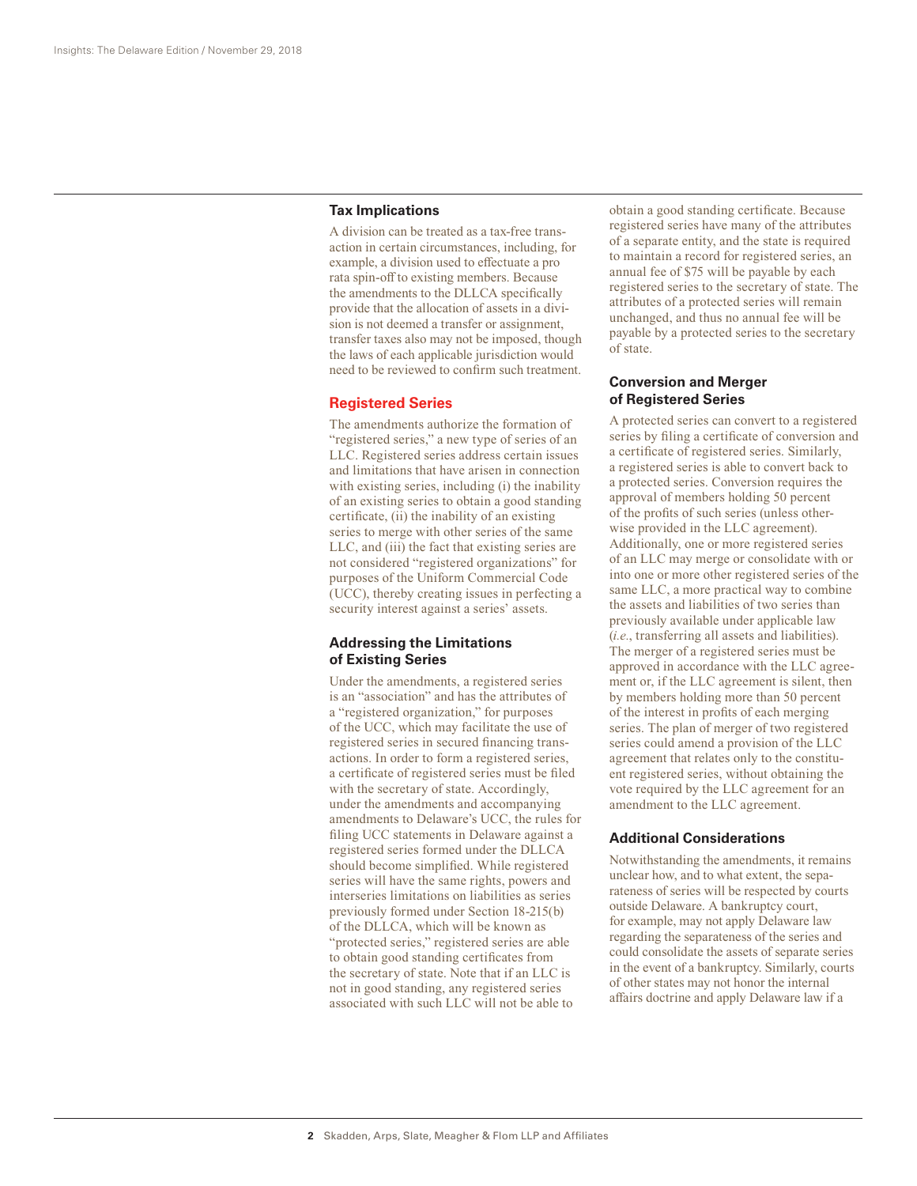## Tax Implications

A division can be treated as a tax-free transaction in certain circumstances, including, for example, a division used to effectuate a pro rata spin-off to existing members. Because the amendments to the DLLCA specifically provide that the allocation of assets in a division is not deemed a transfer or assignment, transfer taxes also may not be imposed, though the laws of each applicable jurisdiction would need to be reviewed to confirm such treatment.

# Registered Series

The amendments authorize the formation of "registered series," a new type of series of an LLC. Registered series address certain issues and limitations that have arisen in connection with existing series, including (i) the inability of an existing series to obtain a good standing certificate, (ii) the inability of an existing series to merge with other series of the same LLC, and (iii) the fact that existing series are not considered "registered organizations" for purposes of the Uniform Commercial Code (UCC), thereby creating issues in perfecting a security interest against a series' assets.

## Addressing the Limitations of Existing Series

Under the amendments, a registered series is an "association" and has the attributes of a "registered organization," for purposes of the UCC, which may facilitate the use of registered series in secured financing transactions. In order to form a registered series, a certificate of registered series must be filed with the secretary of state. Accordingly, under the amendments and accompanying amendments to Delaware's UCC, the rules for filing UCC statements in Delaware against a registered series formed under the DLLCA should become simplified. While registered series will have the same rights, powers and interseries limitations on liabilities as series previously formed under Section 18-215(b) of the DLLCA, which will be known as "protected series," registered series are able to obtain good standing certificates from the secretary of state. Note that if an LLC is not in good standing, any registered series associated with such LLC will not be able to obtain a good standing certificate. Because registered series have many of the attributes of a separate entity, and the state is required to maintain a record for registered series, an annual fee of $75 will be payable by each registered series to the secretary of state. The attributes of a protected series will remain unchanged, and thus no annual fee will be payable by a protected series to the secretary of state.

## Conversion and Merger of Registered Series

A protected series can convert to a registered series by filing a certificate of conversion and a certificate of registered series. Similarly, a registered series is able to convert back to a protected series. Conversion requires the approval of members holding 50 percent of the profits of such series (unless otherwise provided in the LLC agreement). Additionally, one or more registered series of an LLC may merge or consolidate with or into one or more other registered series of the same LLC, a more practical way to combine the assets and liabilities of two series than previously available under applicable law (*i.e.*, transferring all assets and liabilities). The merger of a registered series must be approved in accordance with the LLC agreement or, if the LLC agreement is silent, then by members holding more than 50 percent of the interest in profits of each merging series. The plan of merger of two registered series could amend a provision of the LLC agreement that relates only to the constituent registered series, without obtaining the vote required by the LLC agreement for an amendment to the LLC agreement.

## Additional Considerations

Notwithstanding the amendments, it remains unclear how, and to what extent, the separateness of series will be respected by courts outside Delaware. A bankruptcy court, for example, may not apply Delaware law regarding the separateness of the series and could consolidate the assets of separate series in the event of a bankruptcy. Similarly, courts of other states may not honor the internal affairs doctrine and apply Delaware law if a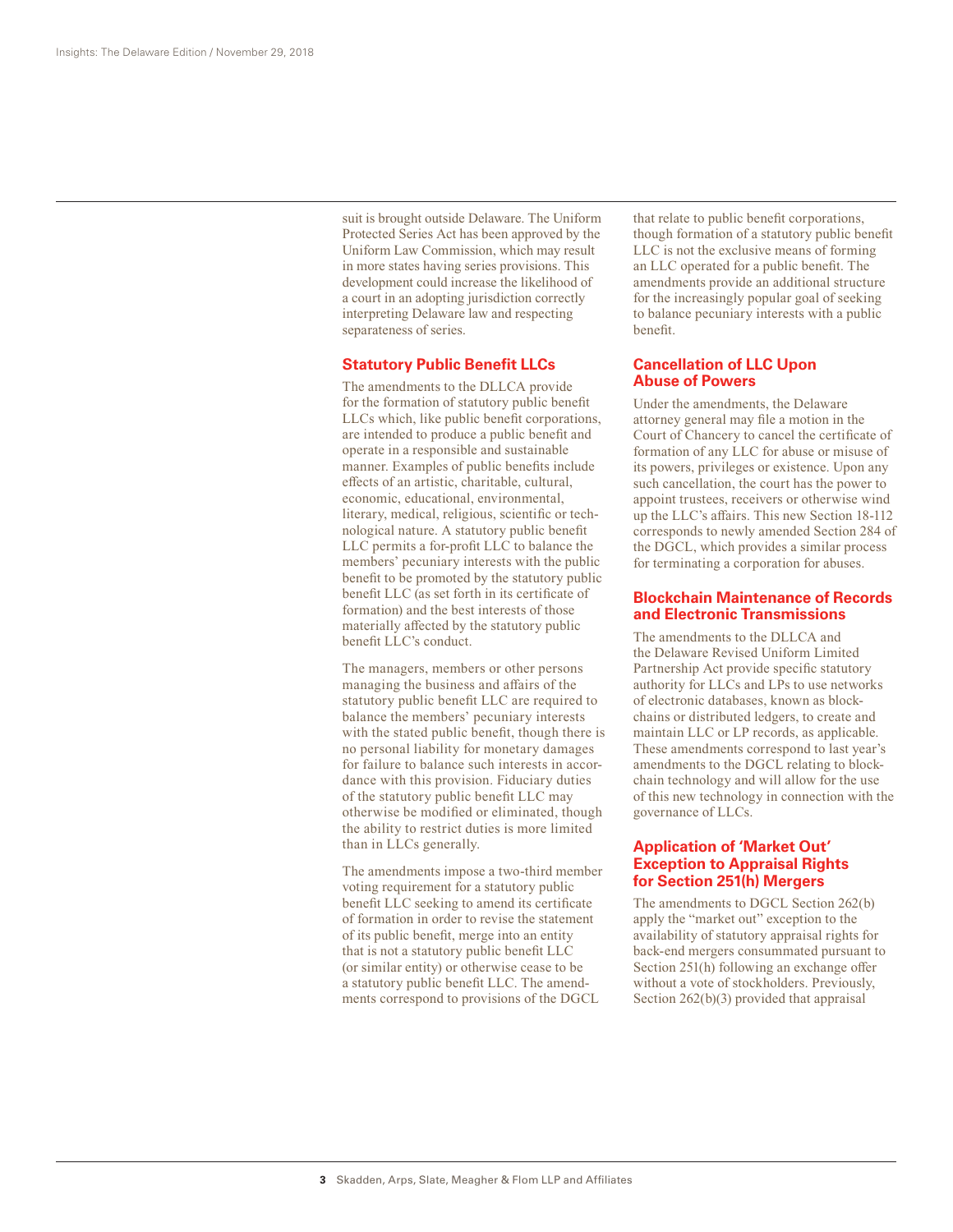suit is brought outside Delaware. The Uniform Protected Series Act has been approved by the Uniform Law Commission, which may result in more states having series provisions. This development could increase the likelihood of a court in an adopting jurisdiction correctly interpreting Delaware law and respecting separateness of series.

## Statutory Public Benefit LLCs

The amendments to the DLLCA provide for the formation of statutory public benefit LLCs which, like public benefit corporations, are intended to produce a public benefit and operate in a responsible and sustainable manner. Examples of public benefits include effects of an artistic, charitable, cultural, economic, educational, environmental, literary, medical, religious, scientific or technological nature. A statutory public benefit LLC permits a for-profit LLC to balance the members' pecuniary interests with the public benefit to be promoted by the statutory public benefit LLC (as set forth in its certificate of formation) and the best interests of those materially affected by the statutory public benefit LLC's conduct.

The managers, members or other persons managing the business and affairs of the statutory public benefit LLC are required to balance the members' pecuniary interests with the stated public benefit, though there is no personal liability for monetary damages for failure to balance such interests in accordance with this provision. Fiduciary duties of the statutory public benefit LLC may otherwise be modified or eliminated, though the ability to restrict duties is more limited than in LLCs generally.

The amendments impose a two-third member voting requirement for a statutory public benefit LLC seeking to amend its certificate of formation in order to revise the statement of its public benefit, merge into an entity that is not a statutory public benefit LLC (or similar entity) or otherwise cease to be a statutory public benefit LLC. The amendments correspond to provisions of the DGCL that relate to public benefit corporations, though formation of a statutory public benefit LLC is not the exclusive means of forming an LLC operated for a public benefit. The amendments provide an additional structure for the increasingly popular goal of seeking to balance pecuniary interests with a public benefit.

## Cancellation of LLC Upon Abuse of Powers

Under the amendments, the Delaware attorney general may file a motion in the Court of Chancery to cancel the certificate of formation of any LLC for abuse or misuse of its powers, privileges or existence. Upon any such cancellation, the court has the power to appoint trustees, receivers or otherwise wind up the LLC's affairs. This new Section 18-112 corresponds to newly amended Section 284 of the DGCL, which provides a similar process for terminating a corporation for abuses.

## Blockchain Maintenance of Records and Electronic Transmissions

The amendments to the DLLCA and the Delaware Revised Uniform Limited Partnership Act provide specific statutory authority for LLCs and LPs to use networks of electronic databases, known as blockchains or distributed ledgers, to create and maintain LLC or LP records, as applicable. These amendments correspond to last year's amendments to the DGCL relating to blockchain technology and will allow for the use of this new technology in connection with the governance of LLCs.

## Application of 'Market Out' Exception to Appraisal Rights for Section 251(h) Mergers

The amendments to DGCL Section 262(b) apply the "market out" exception to the availability of statutory appraisal rights for back-end mergers consummated pursuant to Section 251(h) following an exchange offer without a vote of stockholders. Previously, Section 262(b)(3) provided that appraisal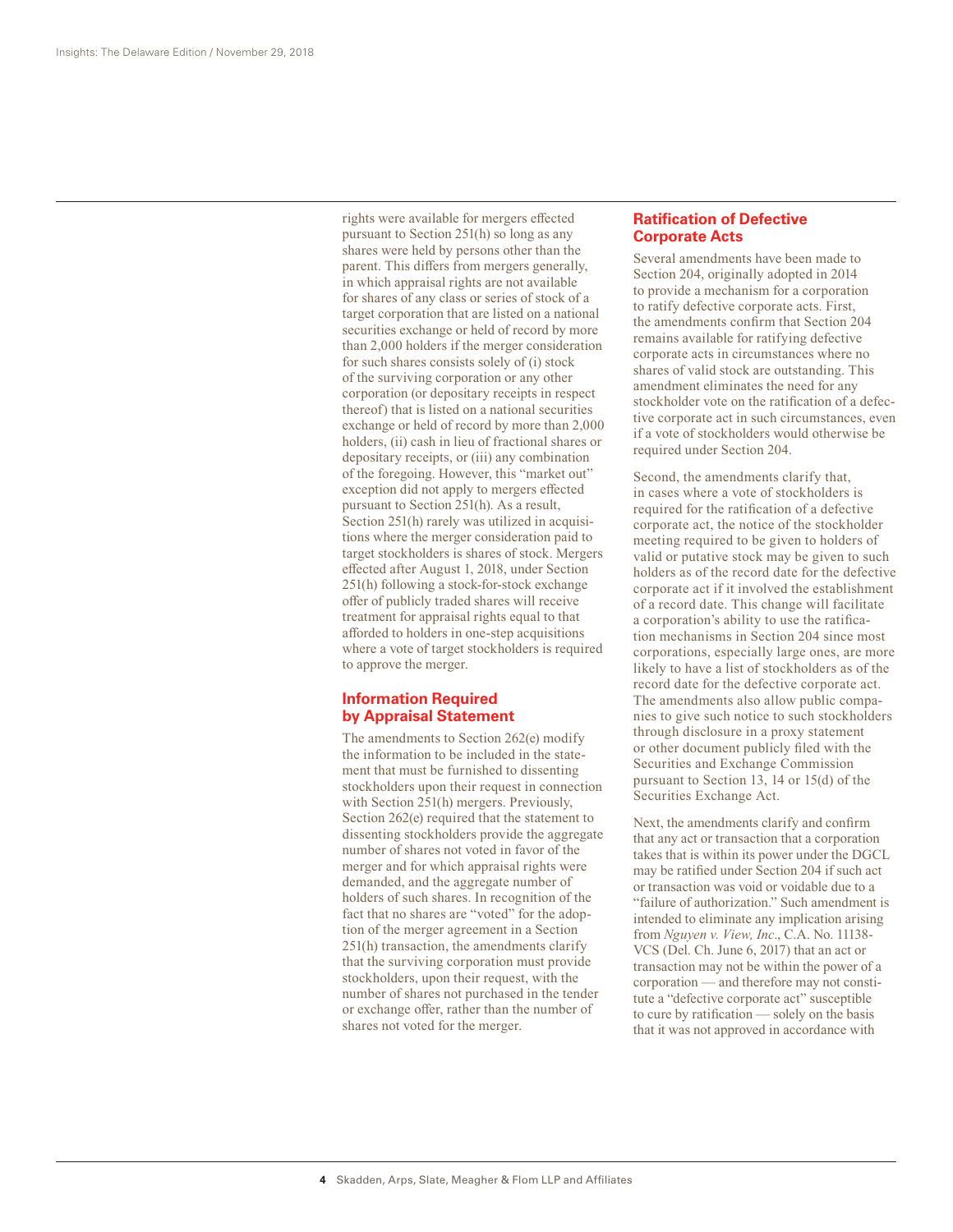rights were available for mergers effected pursuant to Section 251(h) so long as any shares were held by persons other than the parent. This differs from mergers generally, in which appraisal rights are not available for shares of any class or series of stock of a target corporation that are listed on a national securities exchange or held of record by more than 2,000 holders if the merger consideration for such shares consists solely of (i) stock of the surviving corporation or any other corporation (or depositary receipts in respect thereof) that is listed on a national securities exchange or held of record by more than 2,000 holders, (ii) cash in lieu of fractional shares or depositary receipts, or (iii) any combination of the foregoing. However, this "market out" exception did not apply to mergers effected pursuant to Section 251(h). As a result, Section 251(h) rarely was utilized in acquisitions where the merger consideration paid to target stockholders is shares of stock. Mergers effected after August 1, 2018, under Section 251(h) following a stock-for-stock exchange offer of publicly traded shares will receive treatment for appraisal rights equal to that afforded to holders in one-step acquisitions where a vote of target stockholders is required to approve the merger.

## Information Required by Appraisal Statement

The amendments to Section 262(e) modify the information to be included in the statement that must be furnished to dissenting stockholders upon their request in connection with Section 251(h) mergers. Previously, Section 262(e) required that the statement to dissenting stockholders provide the aggregate number of shares not voted in favor of the merger and for which appraisal rights were demanded, and the aggregate number of holders of such shares. In recognition of the fact that no shares are "voted" for the adoption of the merger agreement in a Section 251(h) transaction, the amendments clarify that the surviving corporation must provide stockholders, upon their request, with the number of shares not purchased in the tender or exchange offer, rather than the number of shares not voted for the merger.

## Ratification of Defective Corporate Acts

Several amendments have been made to Section 204, originally adopted in 2014 to provide a mechanism for a corporation to ratify defective corporate acts. First, the amendments confirm that Section 204 remains available for ratifying defective corporate acts in circumstances where no shares of valid stock are outstanding. This amendment eliminates the need for any stockholder vote on the ratification of a defective corporate act in such circumstances, even if a vote of stockholders would otherwise be required under Section 204.

Second, the amendments clarify that, in cases where a vote of stockholders is required for the ratification of a defective corporate act, the notice of the stockholder meeting required to be given to holders of valid or putative stock may be given to such holders as of the record date for the defective corporate act if it involved the establishment of a record date. This change will facilitate a corporation's ability to use the ratification mechanisms in Section 204 since most corporations, especially large ones, are more likely to have a list of stockholders as of the record date for the defective corporate act. The amendments also allow public companies to give such notice to such stockholders through disclosure in a proxy statement or other document publicly filed with the Securities and Exchange Commission pursuant to Section 13, 14 or 15(d) of the Securities Exchange Act.

Next, the amendments clarify and confirm that any act or transaction that a corporation takes that is within its power under the DGCL may be ratified under Section 204 if such act or transaction was void or voidable due to a "failure of authorization." Such amendment is intended to eliminate any implication arising from *Nguyen v. View, Inc.*, C.A. No. 11138-VCS (Del. Ch. June 6, 2017) that an act or transaction may not be within the power of a corporation — and therefore may not constitute a "defective corporate act" susceptible to cure by ratification — solely on the basis that it was not approved in accordance with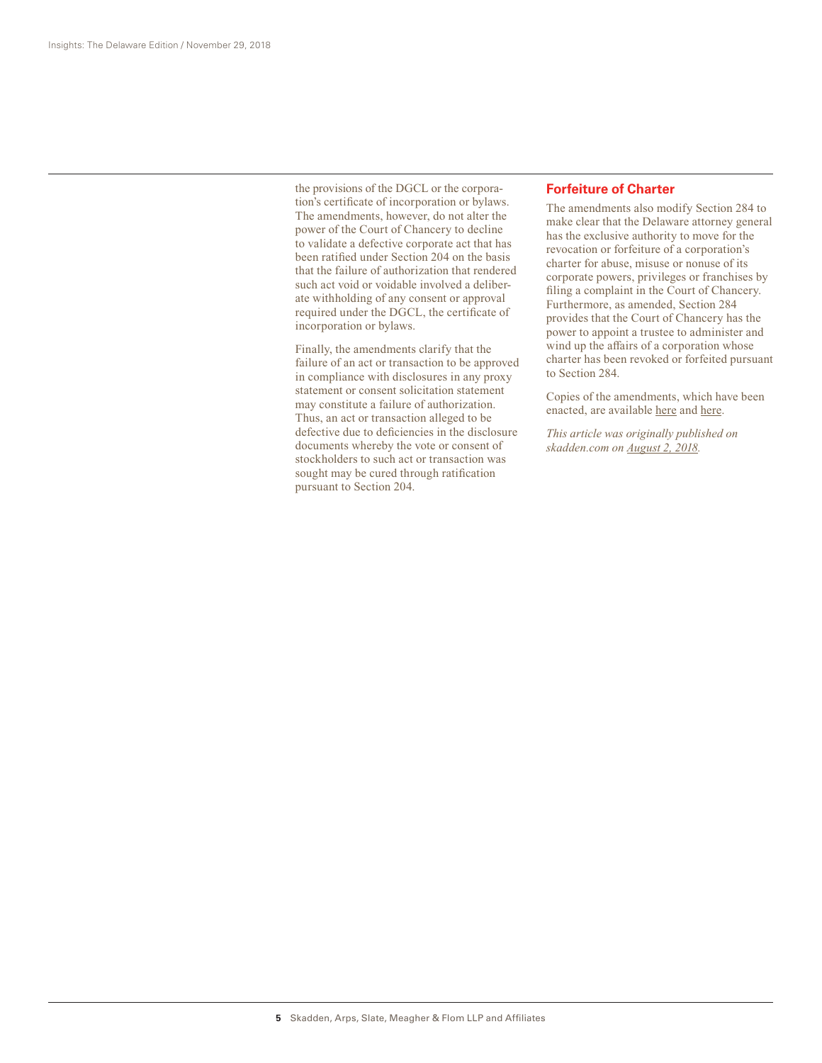the provisions of the DGCL or the corporation's certificate of incorporation or bylaws. The amendments, however, do not alter the power of the Court of Chancery to decline to validate a defective corporate act that has been ratified under Section 204 on the basis that the failure of authorization that rendered such act void or voidable involved a deliberate withholding of any consent or approval required under the DGCL, the certificate of incorporation or bylaws.

Finally, the amendments clarify that the failure of an act or transaction to be approved in compliance with disclosures in any proxy statement or consent solicitation statement may constitute a failure of authorization. Thus, an act or transaction alleged to be defective due to deficiencies in the disclosure documents whereby the vote or consent of stockholders to such act or transaction was sought may be cured through ratification pursuant to Section 204.

## Forfeiture of Charter

The amendments also modify Section 284 to make clear that the Delaware attorney general has the exclusive authority to move for the revocation or forfeiture of a corporation's charter for abuse, misuse or nonuse of its corporate powers, privileges or franchises by filing a complaint in the Court of Chancery. Furthermore, as amended, Section 284 provides that the Court of Chancery has the power to appoint a trustee to administer and wind up the affairs of a corporation whose charter has been revoked or forfeited pursuant to Section 284.

Copies of the amendments, which have been enacted, are available here and here.

*This article was originally published on skadden.com on August 2, 2018.*